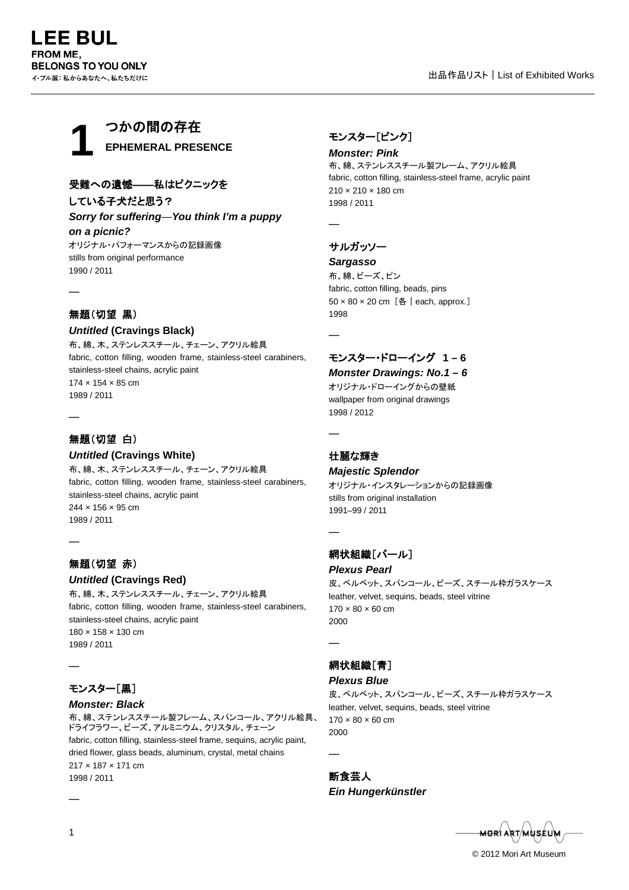# LEE BUL
**FROM ME, BELONGS TO YOU ONLY**
イ・ブル展：私からあなたへ、私たちだけに

出品作品リスト｜List of Exhibited Works

## 1 つかの間の存在 EPHEMERAL PRESENCE

### 受難への遺憾——私はピクニックをしている子犬だと思う？
***Sorry for suffering—You think I'm a puppy on a picnic?***

オリジナル・パフォーマンスからの記録画像
stills from original performance
1990 / 2011

—

### 無題（切望　黒）
***Untitled* (Cravings Black)**

布、綿、木、ステンレススチール、チェーン、アクリル絵具
fabric, cotton filling, wooden frame, stainless-steel carabiners, stainless-steel chains, acrylic paint
174 × 154 × 85 cm
1989 / 2011

—

### 無題（切望　白）
***Untitled* (Cravings White)**

布、綿、木、ステンレススチール、チェーン、アクリル絵具
fabric, cotton filling, wooden frame, stainless-steel carabiners, stainless-steel chains, acrylic paint
244 × 156 × 95 cm
1989 / 2011

—

### 無題（切望　赤）
***Untitled* (Cravings Red)**

布、綿、木、ステンレススチール、チェーン、アクリル絵具
fabric, cotton filling, wooden frame, stainless-steel carabiners, stainless-steel chains, acrylic paint
180 × 158 × 130 cm
1989 / 2011

—

### モンスター［黒］
***Monster: Black***

布、綿、ステンレススチール製フレーム、スパンコール、アクリル絵具、ドライフラワー、ビーズ、アルミニウム、クリスタル、チェーン
fabric, cotton filling, stainless-steel frame, sequins, acrylic paint, dried flower, glass beads, aluminum, crystal, metal chains
217 × 187 × 171 cm
1998 / 2011

—

### モンスター［ピンク］
***Monster: Pink***

布、綿、ステンレススチール製フレーム、アクリル絵具
fabric, cotton filling, stainless-steel frame, acrylic paint
210 × 210 × 180 cm
1998 / 2011

—

### サルガッソー
***Sargasso***

布、綿、ビーズ、ピン
fabric, cotton filling, beads, pins
50 × 80 × 20 cm［各｜each, approx.］
1998

—

### モンスター・ドローイング　1 – 6
***Monster Drawings: No.1 – 6***

オリジナル・ドローイングからの壁紙
wallpaper from original drawings
1998 / 2012

—

### 壮麗な輝き
***Majestic Splendor***

オリジナル・インスタレーションからの記録画像
stills from original installation
1991–99 / 2011

—

### 網状組織［パール］
***Plexus Pearl***

皮、ベルベット、スパンコール、ビーズ、スチール枠ガラスケース
leather, velvet, sequins, beads, steel vitrine
170 × 80 × 60 cm
2000

—

### 網状組織［青］
***Plexus Blue***

皮、ベルベット、スパンコール、ビーズ、スチール枠ガラスケース
leather, velvet, sequins, beads, steel vitrine
170 × 80 × 60 cm
2000

—

### 断食芸人
***Ein Hungerkünstler***

© 2012 Mori Art Museum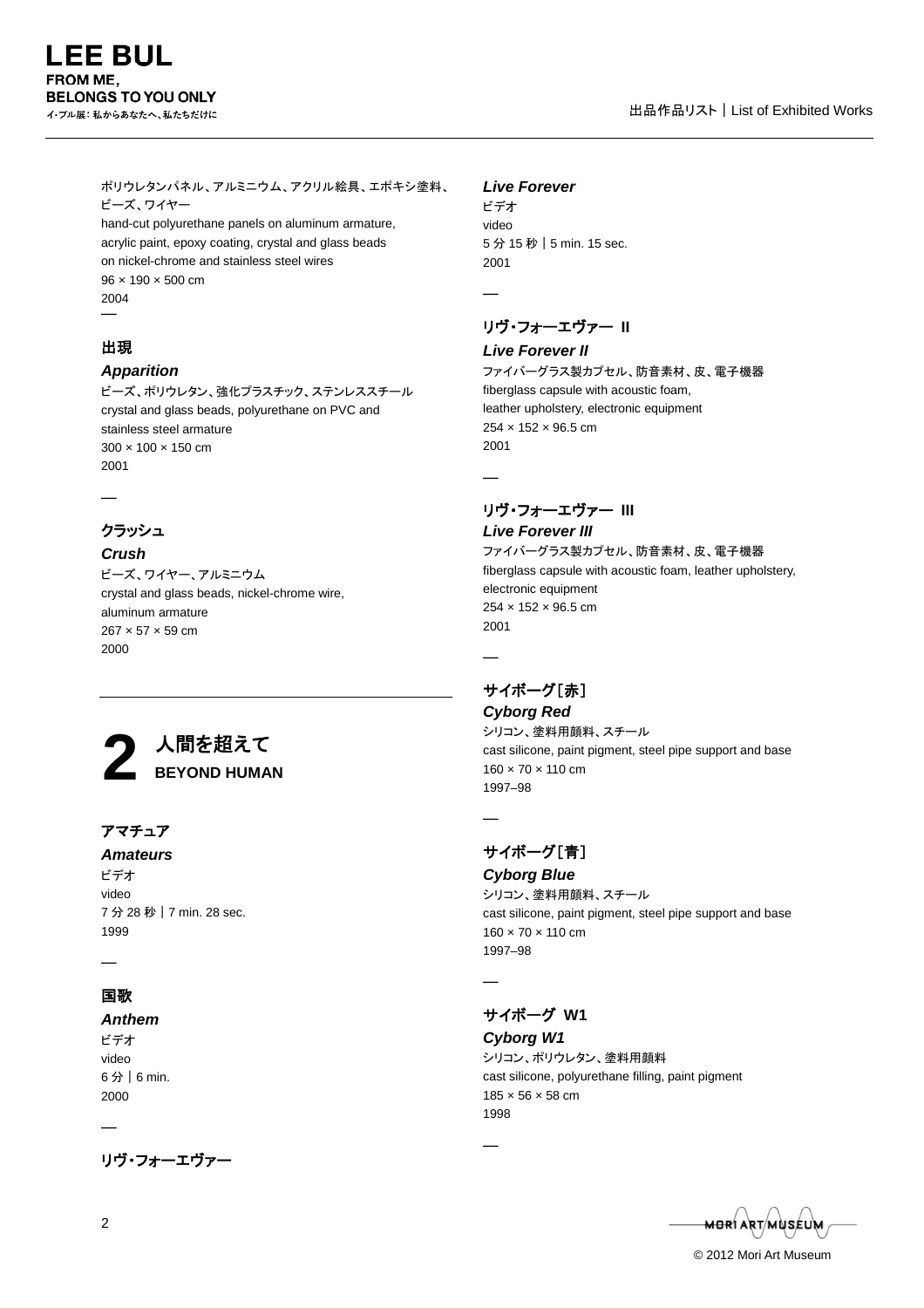ポリウレタンパネル、アルミニウム、アクリル絵具、エポキシ塗料、ビーズ、ワイヤー
hand-cut polyurethane panels on aluminum armature,
acrylic paint, epoxy coating, crystal and glass beads
on nickel-chrome and stainless steel wires
96 × 190 × 500 cm
2004

—

### 出現
***Apparition***

ビーズ、ポリウレタン、強化プラスチック、ステンレススチール
crystal and glass beads, polyurethane on PVC and
stainless steel armature
300 × 100 × 150 cm
2001

—

### クラッシュ
***Crush***

ビーズ、ワイヤー、アルミニウム
crystal and glass beads, nickel-chrome wire,
aluminum armature
267 × 57 × 59 cm
2000

## 2 人間を超えて BEYOND HUMAN

### アマチュア
***Amateurs***

ビデオ
video
7 分 28 秒｜7 min. 28 sec.
1999

—

### 国歌
***Anthem***

ビデオ
video
6 分｜6 min.
2000

—

### リヴ・フォーエヴァー
***Live Forever***

ビデオ
video
5 分 15 秒｜5 min. 15 sec.
2001

—

### リヴ・フォーエヴァー II
***Live Forever II***

ファイバーグラス製カプセル、防音素材、皮、電子機器
fiberglass capsule with acoustic foam,
leather upholstery, electronic equipment
254 × 152 × 96.5 cm
2001

—

### リヴ・フォーエヴァー III
***Live Forever III***

ファイバーグラス製カプセル、防音素材、皮、電子機器
fiberglass capsule with acoustic foam, leather upholstery,
electronic equipment
254 × 152 × 96.5 cm
2001

—

### サイボーグ［赤］
***Cyborg Red***

シリコン、塗料用顔料、スチール
cast silicone, paint pigment, steel pipe support and base
160 × 70 × 110 cm
1997–98

—

### サイボーグ［青］
***Cyborg Blue***

シリコン、塗料用顔料、スチール
cast silicone, paint pigment, steel pipe support and base
160 × 70 × 110 cm
1997–98

—

### サイボーグ W1
***Cyborg W1***

シリコン、ポリウレタン、塗料用顔料
cast silicone, polyurethane filling, paint pigment
185 × 56 × 58 cm
1998

—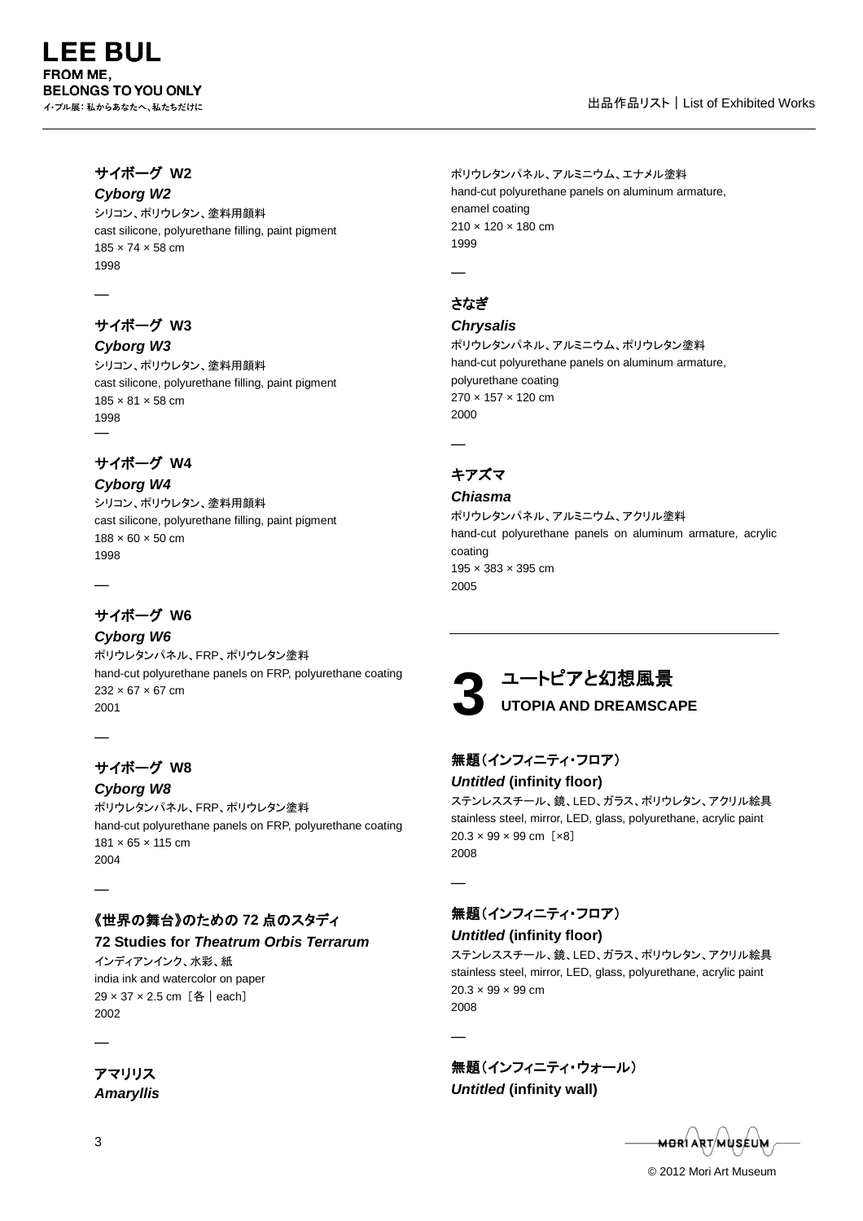**サイボーグ W2**
***Cyborg W2***
シリコン、ポリウレタン、塗料用顔料
cast silicone, polyurethane filling, paint pigment
185 × 74 × 58 cm
1998

—

**サイボーグ W3**
***Cyborg W3***
シリコン、ポリウレタン、塗料用顔料
cast silicone, polyurethane filling, paint pigment
185 × 81 × 58 cm
1998

—

**サイボーグ W4**
***Cyborg W4***
シリコン、ポリウレタン、塗料用顔料
cast silicone, polyurethane filling, paint pigment
188 × 60 × 50 cm
1998

—

**サイボーグ W6**
***Cyborg W6***
ポリウレタンパネル、FRP、ポリウレタン塗料
hand-cut polyurethane panels on FRP, polyurethane coating
232 × 67 × 67 cm
2001

—

**サイボーグ W8**
***Cyborg W8***
ポリウレタンパネル、FRP、ポリウレタン塗料
hand-cut polyurethane panels on FRP, polyurethane coating
181 × 65 × 115 cm
2004

—

**《世界の舞台》のための 72 点のスタディ**
**72 Studies for *Theatrum Orbis Terrarum***
インディアンインク、水彩、紙
india ink and watercolor on paper
29 × 37 × 2.5 cm［各｜each］
2002

—

**アマリリス**
***Amaryllis***
ポリウレタンパネル、アルミニウム、エナメル塗料
hand-cut polyurethane panels on aluminum armature, enamel coating
210 × 120 × 180 cm
1999

—

**さなぎ**
***Chrysalis***
ポリウレタンパネル、アルミニウム、ポリウレタン塗料
hand-cut polyurethane panels on aluminum armature, polyurethane coating
270 × 157 × 120 cm
2000

—

**キアズマ**
***Chiasma***
ポリウレタンパネル、アルミニウム、アクリル塗料
hand-cut polyurethane panels on aluminum armature, acrylic coating
195 × 383 × 395 cm
2005

## 3 ユートピアと幻想風景 UTOPIA AND DREAMSCAPE

**無題（インフィニティ・フロア）**
***Untitled* (infinity floor)**
ステンレススチール、鏡、LED、ガラス、ポリウレタン、アクリル絵具
stainless steel, mirror, LED, glass, polyurethane, acrylic paint
20.3 × 99 × 99 cm［×8］
2008

—

**無題（インフィニティ・フロア）**
***Untitled* (infinity floor)**
ステンレススチール、鏡、LED、ガラス、ポリウレタン、アクリル絵具
stainless steel, mirror, LED, glass, polyurethane, acrylic paint
20.3 × 99 × 99 cm
2008

—

**無題（インフィニティ・ウォール）**
***Untitled* (infinity wall)**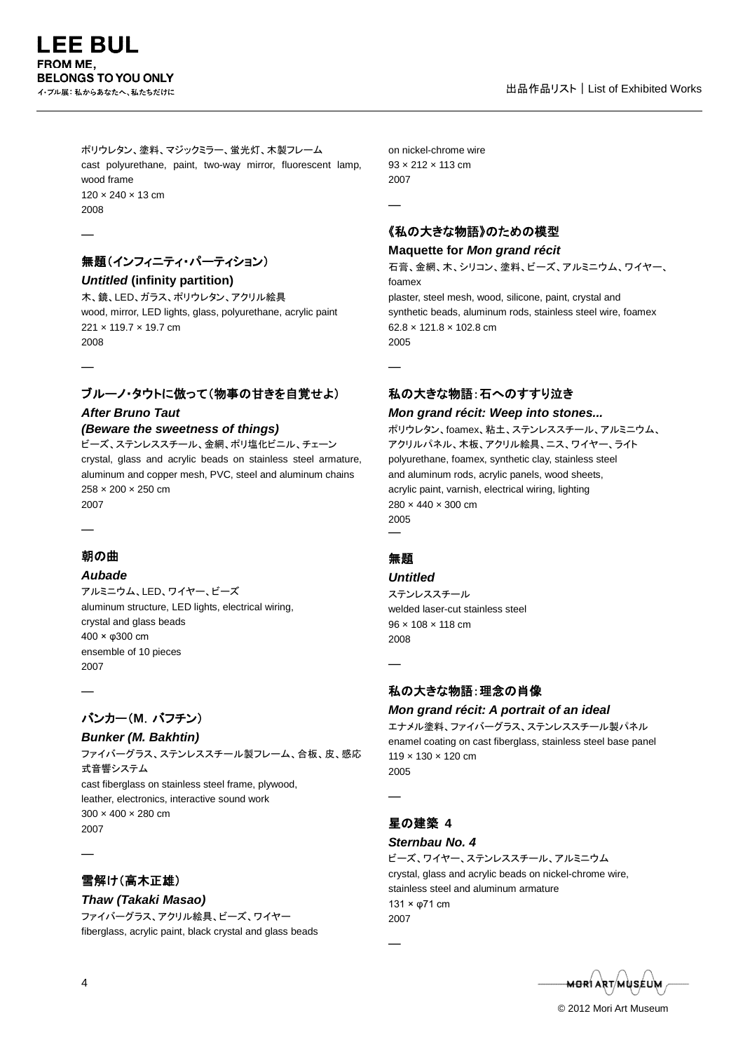ポリウレタン、塗料、マジックミラー、蛍光灯、木製フレーム
cast polyurethane, paint, two-way mirror, fluorescent lamp, wood frame
120 × 240 × 13 cm
2008

—

### 無題（インフィニティ・パーティション）
### *Untitled* (infinity partition)

木、鏡、LED、ガラス、ポリウレタン、アクリル絵具
wood, mirror, LED lights, glass, polyurethane, acrylic paint
221 × 119.7 × 19.7 cm
2008

—

### ブルーノ・タウトに倣って（物事の甘さを自覚せよ）
### *After Bruno Taut (Beware the sweetness of things)*

ビーズ、ステンレススチール、金網、ポリ塩化ビニル、チェーン
crystal, glass and acrylic beads on stainless steel armature, aluminum and copper mesh, PVC, steel and aluminum chains
258 × 200 × 250 cm
2007

—

### 朝の曲
### *Aubade*

アルミニウム、LED、ワイヤー、ビーズ
aluminum structure, LED lights, electrical wiring, crystal and glass beads
400 × φ300 cm
ensemble of 10 pieces
2007

—

### バンカー（M．バフチン）
### *Bunker (M. Bakhtin)*

ファイバーグラス、ステンレススチール製フレーム、合板、皮、感応式音響システム
cast fiberglass on stainless steel frame, plywood, leather, electronics, interactive sound work
300 × 400 × 280 cm
2007

—

### 雪解け（高木正雄）
### *Thaw (Takaki Masao)*

ファイバーグラス、アクリル絵具、ビーズ、ワイヤー
fiberglass, acrylic paint, black crystal and glass beads on nickel-chrome wire
93 × 212 × 113 cm
2007

—

### 《私の大きな物語》のための模型
### Maquette for *Mon grand récit*

石膏、金網、木、シリコン、塗料、ビーズ、アルミニウム、ワイヤー、foamex
plaster, steel mesh, wood, silicone, paint, crystal and synthetic beads, aluminum rods, stainless steel wire, foamex
62.8 × 121.8 × 102.8 cm
2005

—

### 私の大きな物語：石へのすすり泣き
### *Mon grand récit: Weep into stones...*

ポリウレタン、foamex、粘土、ステンレススチール、アルミニウム、アクリルパネル、木板、アクリル絵具、ニス、ワイヤー、ライト
polyurethane, foamex, synthetic clay, stainless steel and aluminum rods, acrylic panels, wood sheets, acrylic paint, varnish, electrical wiring, lighting
280 × 440 × 300 cm
2005

—

### 無題
### *Untitled*

ステンレススチール
welded laser-cut stainless steel
96 × 108 × 118 cm
2008

—

### 私の大きな物語：理念の肖像
### *Mon grand récit: A portrait of an ideal*

エナメル塗料、ファイバーグラス、ステンレススチール製パネル
enamel coating on cast fiberglass, stainless steel base panel
119 × 130 × 120 cm
2005

—

### 星の建築 4
### *Sternbau No. 4*

ビーズ、ワイヤー、ステンレススチール、アルミニウム
crystal, glass and acrylic beads on nickel-chrome wire, stainless steel and aluminum armature
131 × φ71 cm
2007

—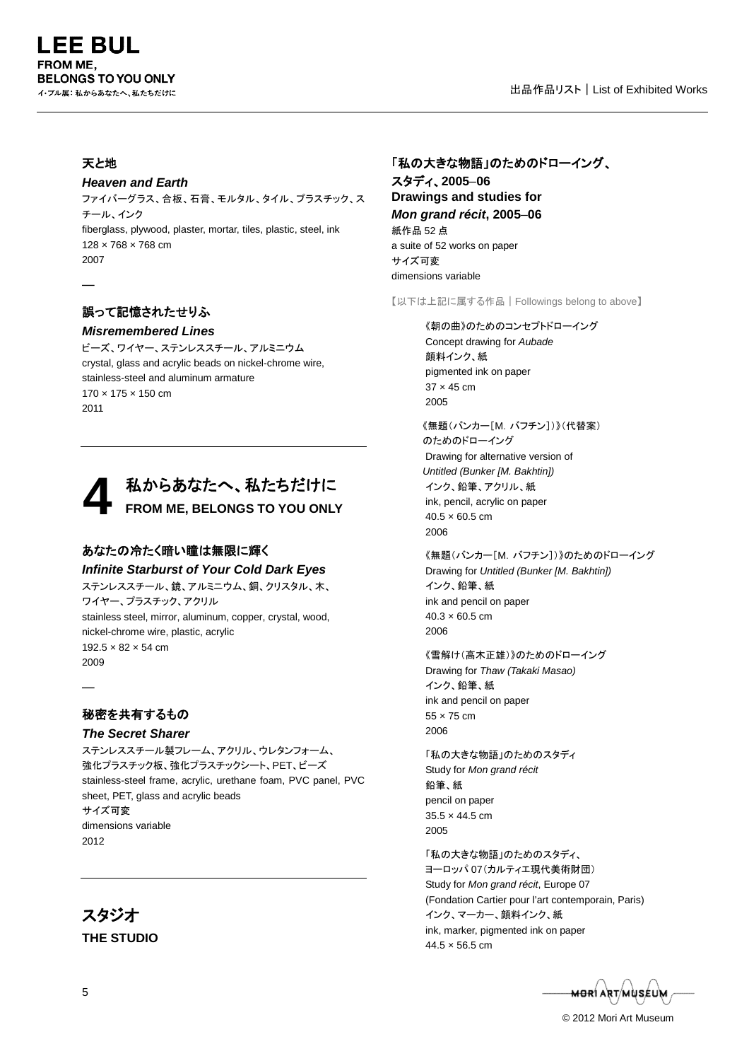### 天と地

***Heaven and Earth***

ファイバーグラス、合板、石膏、モルタル、タイル、プラスチック、スチール、インク
fiberglass, plywood, plaster, mortar, tiles, plastic, steel, ink
128 × 768 × 768 cm
2007

—

### 誤って記憶されたせりふ

***Misremembered Lines***

ビーズ、ワイヤー、ステンレススチール、アルミニウム
crystal, glass and acrylic beads on nickel-chrome wire, stainless-steel and aluminum armature
170 × 175 × 150 cm
2011

## 4 私からあなたへ、私たちだけに FROM ME, BELONGS TO YOU ONLY

### あなたの冷たく暗い瞳は無限に輝く

***Infinite Starburst of Your Cold Dark Eyes***

ステンレススチール、鏡、アルミニウム、銅、クリスタル、木、ワイヤー、プラスチック、アクリル
stainless steel, mirror, aluminum, copper, crystal, wood, nickel-chrome wire, plastic, acrylic
192.5 × 82 × 54 cm
2009

—

### 秘密を共有するもの

***The Secret Sharer***

ステンレススチール製フレーム、アクリル、ウレタンフォーム、強化プラスチック板、強化プラスチックシート、PET、ビーズ
stainless-steel frame, acrylic, urethane foam, PVC panel, PVC sheet, PET, glass and acrylic beads
サイズ可変
dimensions variable
2012

## スタジオ THE STUDIO

### 「私の大きな物語」のためのドローイング、スタディ、2005–06

**Drawings and studies for *Mon grand récit*, 2005–06**

紙作品 52 点
a suite of 52 works on paper
サイズ可変
dimensions variable

【以下は上記に属する作品｜Followings belong to above】

《朝の曲》のためのコンセプトドローイング
Concept drawing for *Aubade*
顔料インク、紙
pigmented ink on paper
37 × 45 cm
2005

《無題（バンカー［M. バフチン］）》（代替案）のためのドローイング
Drawing for alternative version of *Untitled (Bunker [M. Bakhtin])*
インク、鉛筆、アクリル、紙
ink, pencil, acrylic on paper
40.5 × 60.5 cm
2006

《無題（バンカー［M. バフチン］）》のためのドローイング
Drawing for *Untitled (Bunker [M. Bakhtin])*
インク、鉛筆、紙
ink and pencil on paper
40.3 × 60.5 cm
2006

《雪解け（高木正雄）》のためのドローイング
Drawing for *Thaw (Takaki Masao)*
インク、鉛筆、紙
ink and pencil on paper
55 × 75 cm
2006

「私の大きな物語」のためのスタディ
Study for *Mon grand récit*
鉛筆、紙
pencil on paper
35.5 × 44.5 cm
2005

「私の大きな物語」のためのスタディ、ヨーロッパ 07（カルティエ現代美術財団）
Study for *Mon grand récit*, Europe 07 (Fondation Cartier pour l'art contemporain, Paris)
インク、マーカー、顔料インク、紙
ink, marker, pigmented ink on paper
44.5 × 56.5 cm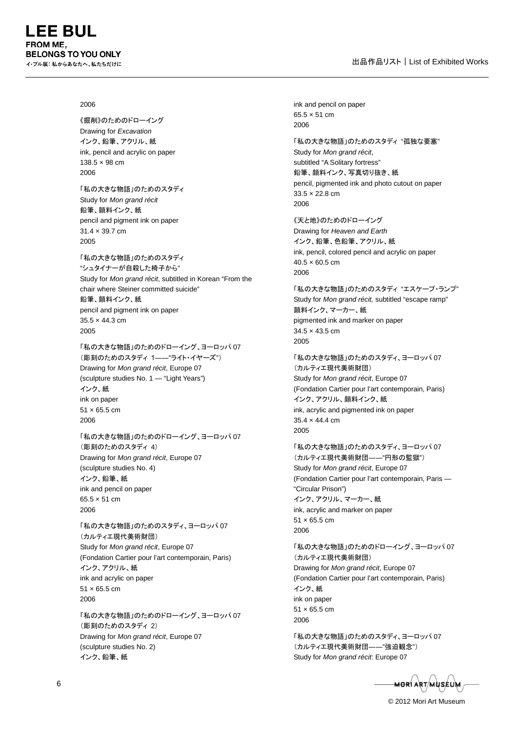2006

《掘削》のためのドローイング
Drawing for *Excavation*
インク、鉛筆、アクリル、紙
ink, pencil and acrylic on paper
138.5 × 98 cm
2006

「私の大きな物語」のためのスタディ
Study for *Mon grand récit*
鉛筆、顔料インク、紙
pencil and pigment ink on paper
31.4 × 39.7 cm
2005

「私の大きな物語」のためのスタディ
"シュタイナーが自殺した椅子から"
Study for *Mon grand récit*, subtitled in Korean "From the chair where Steiner committed suicide"
鉛筆、顔料インク、紙
pencil and pigment ink on paper
35.5 × 44.3 cm
2005

「私の大きな物語」のためのドローイング、ヨーロッパ 07
（彫刻のためのスタディ 1——"ライト・イヤーズ"）
Drawing for *Mon grand récit*, Europe 07
(sculpture studies No. 1 — "Light Years")
インク、紙
ink on paper
51 × 65.5 cm
2006

「私の大きな物語」のためのドローイング、ヨーロッパ 07
（彫刻のためのスタディ 4）
Drawing for *Mon grand récit*, Europe 07
(sculpture studies No. 4)
インク、鉛筆、紙
ink and pencil on paper
65.5 × 51 cm
2006

「私の大きな物語」のためのスタディ、ヨーロッパ 07
（カルティエ現代美術財団）
Study for *Mon grand récit*, Europe 07
(Fondation Cartier pour l'art contemporain, Paris)
インク、アクリル、紙
ink and acrylic on paper
51 × 65.5 cm
2006

「私の大きな物語」のためのドローイング、ヨーロッパ 07
（彫刻のためのスタディ 2）
Drawing for *Mon grand récit*, Europe 07
(sculpture studies No. 2)
インク、鉛筆、紙
ink and pencil on paper
65.5 × 51 cm
2006

「私の大きな物語」のためのスタディ "孤独な要塞"
Study for *Mon grand récit*,
subtitled "A Solitary fortress"
鉛筆、顔料インク、写真切り抜き、紙
pencil, pigmented ink and photo cutout on paper
33.5 × 22.8 cm
2006

《天と地》のためのドローイング
Drawing for *Heaven and Earth*
インク、鉛筆、色鉛筆、アクリル、紙
ink, pencil, colored pencil and acrylic on paper
40.5 × 60.5 cm
2006

「私の大きな物語」のためのスタディ "エスケープ・ランプ"
Study for *Mon grand récit,* subtitled "escape ramp"
顔料インク、マーカー、紙
pigmented ink and marker on paper
34.5 × 43.5 cm
2005

「私の大きな物語」のためのスタディ、ヨーロッパ 07
（カルティエ現代美術財団）
Study for *Mon grand récit*, Europe 07
(Fondation Cartier pour l'art contemporain, Paris)
インク、アクリル、顔料インク、紙
ink, acrylic and pigmented ink on paper
35.4 × 44.4 cm
2005

「私の大きな物語」のためのスタディ、ヨーロッパ 07
（カルティエ現代美術財団——"円形の監獄"）
Study for *Mon grand récit*, Europe 07
(Fondation Cartier pour l'art contemporain, Paris — "Circular Prison")
インク、アクリル、マーカー、紙
ink, acrylic and marker on paper
51 × 65.5 cm
2006

「私の大きな物語」のためのドローイング、ヨーロッパ 07
（カルティエ現代美術財団）
Drawing for *Mon grand récit*, Europe 07
(Fondation Cartier pour l'art contemporain, Paris)
インク、紙
ink on paper
51 × 65.5 cm
2006

「私の大きな物語」のためのスタディ、ヨーロッパ 07
（カルティエ現代美術財団——"強迫観念"）
Study for *Mon grand récit*: Europe 07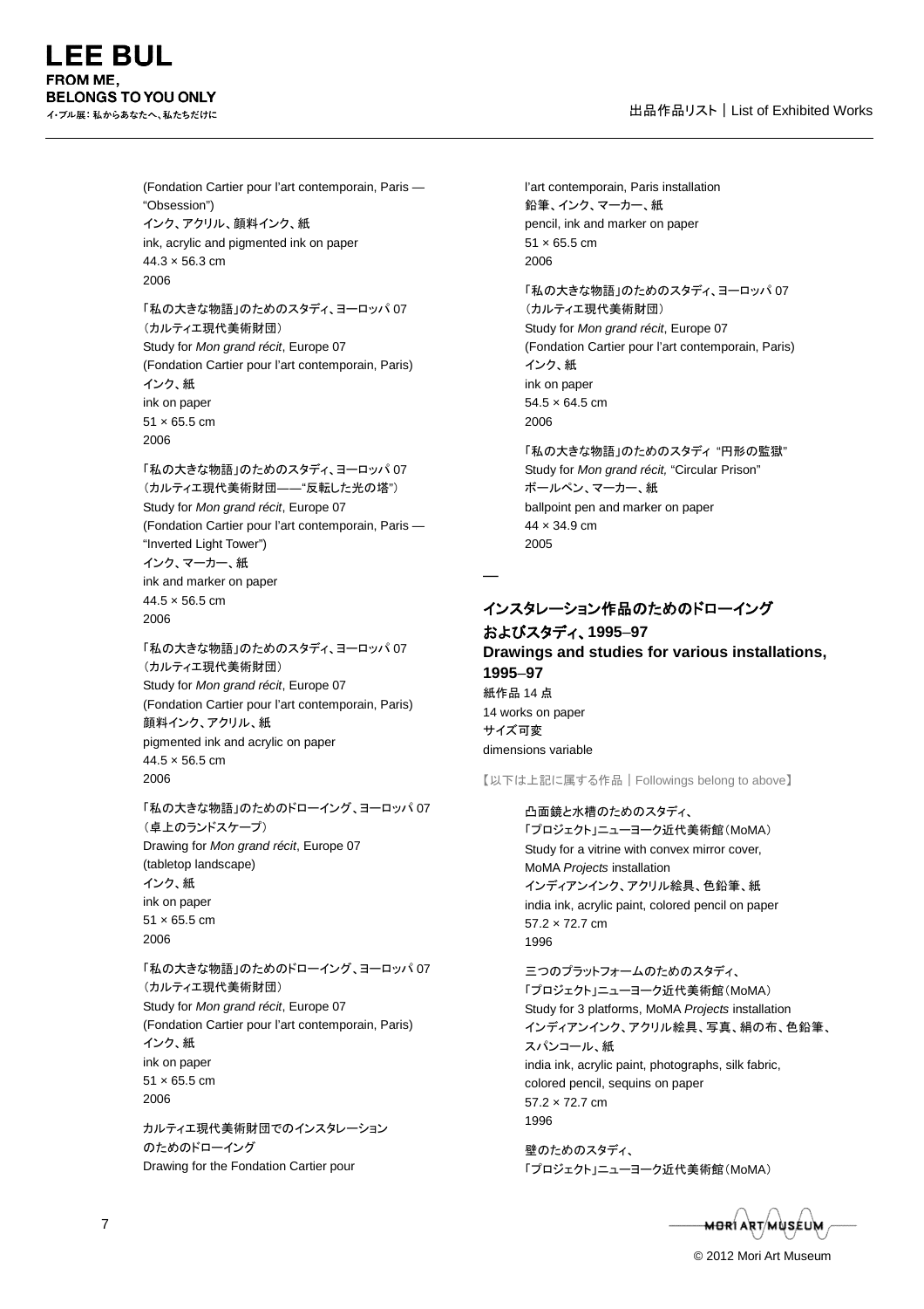(Fondation Cartier pour l'art contemporain, Paris — "Obsession")
インク、アクリル、顔料インク、紙
ink, acrylic and pigmented ink on paper
44.3 × 56.3 cm
2006

「私の大きな物語」のためのスタディ、ヨーロッパ 07
（カルティエ現代美術財団）
Study for *Mon grand récit*, Europe 07
(Fondation Cartier pour l'art contemporain, Paris)
インク、紙
ink on paper
51 × 65.5 cm
2006

「私の大きな物語」のためのスタディ、ヨーロッパ 07
（カルティエ現代美術財団——"反転した光の塔"）
Study for *Mon grand récit*, Europe 07
(Fondation Cartier pour l'art contemporain, Paris — "Inverted Light Tower")
インク、マーカー、紙
ink and marker on paper
44.5 × 56.5 cm
2006

「私の大きな物語」のためのスタディ、ヨーロッパ 07
（カルティエ現代美術財団）
Study for *Mon grand récit*, Europe 07
(Fondation Cartier pour l'art contemporain, Paris)
顔料インク、アクリル、紙
pigmented ink and acrylic on paper
44.5 × 56.5 cm
2006

「私の大きな物語」のためのドローイング、ヨーロッパ 07
（卓上のランドスケープ）
Drawing for *Mon grand récit*, Europe 07
(tabletop landscape)
インク、紙
ink on paper
51 × 65.5 cm
2006

「私の大きな物語」のためのドローイング、ヨーロッパ 07
（カルティエ現代美術財団）
Study for *Mon grand récit*, Europe 07
(Fondation Cartier pour l'art contemporain, Paris)
インク、紙
ink on paper
51 × 65.5 cm
2006

カルティエ現代美術財団でのインスタレーション
のためのドローイング
Drawing for the Fondation Cartier pour l'art contemporain, Paris installation
鉛筆、インク、マーカー、紙
pencil, ink and marker on paper
51 × 65.5 cm
2006

「私の大きな物語」のためのスタディ、ヨーロッパ 07
（カルティエ現代美術財団）
Study for *Mon grand récit*, Europe 07
(Fondation Cartier pour l'art contemporain, Paris)
インク、紙
ink on paper
54.5 × 64.5 cm
2006

「私の大きな物語」のためのスタディ "円形の監獄"
Study for *Mon grand récit,* "Circular Prison"
ボールペン、マーカー、紙
ballpoint pen and marker on paper
44 × 34.9 cm
2005

—

## インスタレーション作品のためのドローイング およびスタディ、1995–97
## Drawings and studies for various installations, 1995–97

紙作品 14 点
14 works on paper
サイズ可変
dimensions variable

【以下は上記に属する作品｜Followings belong to above】

凸面鏡と水槽のためのスタディ、
「プロジェクト」ニューヨーク近代美術館（MoMA）
Study for a vitrine with convex mirror cover, MoMA *Projects* installation
インディアンインク、アクリル絵具、色鉛筆、紙
india ink, acrylic paint, colored pencil on paper
57.2 × 72.7 cm
1996

三つのプラットフォームのためのスタディ、
「プロジェクト」ニューヨーク近代美術館（MoMA）
Study for 3 platforms, MoMA *Projects* installation
インディアンインク、アクリル絵具、写真、絹の布、色鉛筆、スパンコール、紙
india ink, acrylic paint, photographs, silk fabric, colored pencil, sequins on paper
57.2 × 72.7 cm
1996

壁のためのスタディ、
「プロジェクト」ニューヨーク近代美術館（MoMA）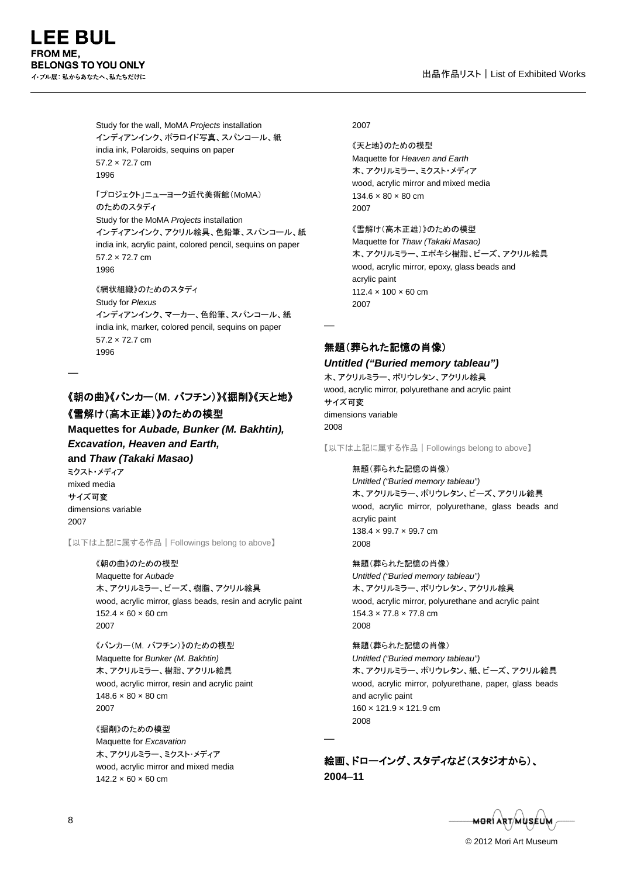Study for the wall, MoMA *Projects* installation
インディアンインク、ポラロイド写真、スパンコール、紙
india ink, Polaroids, sequins on paper
57.2 × 72.7 cm
1996

「プロジェクト」ニューヨーク近代美術館（MoMA）
のためのスタディ
Study for the MoMA *Projects* installation
インディアンインク、アクリル絵具、色鉛筆、スパンコール、紙
india ink, acrylic paint, colored pencil, sequins on paper
57.2 × 72.7 cm
1996

《網状組織》のためのスタディ
Study for *Plexus*
インディアンインク、マーカー、色鉛筆、スパンコール、紙
india ink, marker, colored pencil, sequins on paper
57.2 × 72.7 cm
1996

—

## 《朝の曲》《バンカー（M. バフチン）》《掘削》《天と地》《雪解け（高木正雄）》のための模型
## Maquettes for *Aubade, Bunker (M. Bakhtin), Excavation, Heaven and Earth,* and *Thaw (Takaki Masao)*

ミクスト・メディア
mixed media
サイズ可変
dimensions variable
2007

【以下は上記に属する作品｜Followings belong to above】

《朝の曲》のための模型
Maquette for *Aubade*
木、アクリルミラー、ビーズ、樹脂、アクリル絵具
wood, acrylic mirror, glass beads, resin and acrylic paint
152.4 × 60 × 60 cm
2007

《バンカー（M. バフチン）》のための模型
Maquette for *Bunker (M. Bakhtin)*
木、アクリルミラー、樹脂、アクリル絵具
wood, acrylic mirror, resin and acrylic paint
148.6 × 80 × 80 cm
2007

《掘削》のための模型
Maquette for *Excavation*
木、アクリルミラー、ミクスト・メディア
wood, acrylic mirror and mixed media
142.2 × 60 × 60 cm
2007

《天と地》のための模型
Maquette for *Heaven and Earth*
木、アクリルミラー、ミクスト・メディア
wood, acrylic mirror and mixed media
134.6 × 80 × 80 cm
2007

《雪解け（高木正雄）》のための模型
Maquette for *Thaw (Takaki Masao)*
木、アクリルミラー、エポキシ樹脂、ビーズ、アクリル絵具
wood, acrylic mirror, epoxy, glass beads and acrylic paint
112.4 × 100 × 60 cm
2007

—

## 無題（葬られた記憶の肖像）
## *Untitled ("Buried memory tableau")*

木、アクリルミラー、ポリウレタン、アクリル絵具
wood, acrylic mirror, polyurethane and acrylic paint
サイズ可変
dimensions variable
2008

【以下は上記に属する作品｜Followings belong to above】

無題（葬られた記憶の肖像）
*Untitled ("Buried memory tableau")*
木、アクリルミラー、ポリウレタン、ビーズ、アクリル絵具
wood, acrylic mirror, polyurethane, glass beads and acrylic paint
138.4 × 99.7 × 99.7 cm
2008

無題（葬られた記憶の肖像）
*Untitled ("Buried memory tableau")*
木、アクリルミラー、ポリウレタン、アクリル絵具
wood, acrylic mirror, polyurethane and acrylic paint
154.3 × 77.8 × 77.8 cm
2008

無題（葬られた記憶の肖像）
*Untitled ("Buried memory tableau")*
木、アクリルミラー、ポリウレタン、紙、ビーズ、アクリル絵具
wood, acrylic mirror, polyurethane, paper, glass beads and acrylic paint
160 × 121.9 × 121.9 cm
2008

—

## 絵画、ドローイング、スタディなど（スタジオから）、2004–11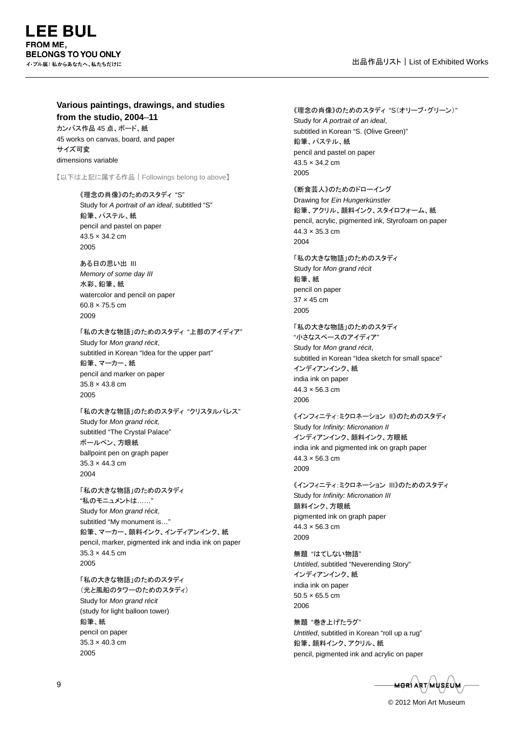**Various paintings, drawings, and studies from the studio, 2004–11**
カンバス作品 45 点、ボード、紙
45 works on canvas, board, and paper
サイズ可変
dimensions variable

【以下は上記に属する作品｜Followings belong to above】

《理念の肖像》のためのスタディ "S"
Study for *A portrait of an ideal*, subtitled "S"
鉛筆、パステル、紙
pencil and pastel on paper
43.5 × 34.2 cm
2005

ある日の思い出 III
*Memory of some day III*
水彩、鉛筆、紙
watercolor and pencil on paper
60.8 × 75.5 cm
2009

「私の大きな物語」のためのスタディ "上部のアイディア"
Study for *Mon grand récit*,
subtitled in Korean "Idea for the upper part"
鉛筆、マーカー、紙
pencil and marker on paper
35.8 × 43.8 cm
2005

「私の大きな物語」のためのスタディ "クリスタルパレス"
Study for *Mon grand récit,*
subtitled "The Crystal Palace"
ボールペン、方眼紙
ballpoint pen on graph paper
35.3 × 44.3 cm
2004

「私の大きな物語」のためのスタディ
"私のモニュメントは……"
Study for *Mon grand récit,*
subtitled "My monument is…"
鉛筆、マーカー、顔料インク、インディアンインク、紙
pencil, marker, pigmented ink and india ink on paper
35.3 × 44.5 cm
2005

「私の大きな物語」のためのスタディ
（光と風船のタワーのためのスタディ）
Study for *Mon grand récit*
(study for light balloon tower)
鉛筆、紙
pencil on paper
35.3 × 40.3 cm
2005

《理念の肖像》のためのスタディ "S（オリーブ・グリーン）"
Study for *A portrait of an ideal*,
subtitled in Korean "S. (Olive Green)"
鉛筆、パステル、紙
pencil and pastel on paper
43.5 × 34.2 cm
2005

《断食芸人》のためのドローイング
Drawing for *Ein Hungerkünstler*
鉛筆、アクリル、顔料インク、スタイロフォーム、紙
pencil, acrylic, pigmented ink, Styrofoam on paper
44.3 × 35.3 cm
2004

「私の大きな物語」のためのスタディ
Study for *Mon grand récit*
鉛筆、紙
pencil on paper
37 × 45 cm
2005

「私の大きな物語」のためのスタディ
"小さなスペースのアイディア"
Study for *Mon grand récit*,
subtitled in Korean "Idea sketch for small space"
インディアンインク、紙
india ink on paper
44.3 × 56.3 cm
2006

《インフィニティ：ミクロネーション II》のためのスタディ
Study for *Infinity: Micronation II*
インディアンインク、顔料インク、方眼紙
india ink and pigmented ink on graph paper
44.3 × 56.3 cm
2009

《インフィニティ：ミクロネーション III》のためのスタディ
Study for *Infinity: Micronation III*
顔料インク、方眼紙
pigmented ink on graph paper
44.3 × 56.3 cm
2009

無題 "はてしない物語"
*Untitled*, subtitled "Neverending Story"
インディアンインク、紙
india ink on paper
50.5 × 65.5 cm
2006

無題 "巻き上げたラグ"
*Untitled*, subtitled in Korean "roll up a rug"
鉛筆、顔料インク、アクリル、紙
pencil, pigmented ink and acrylic on paper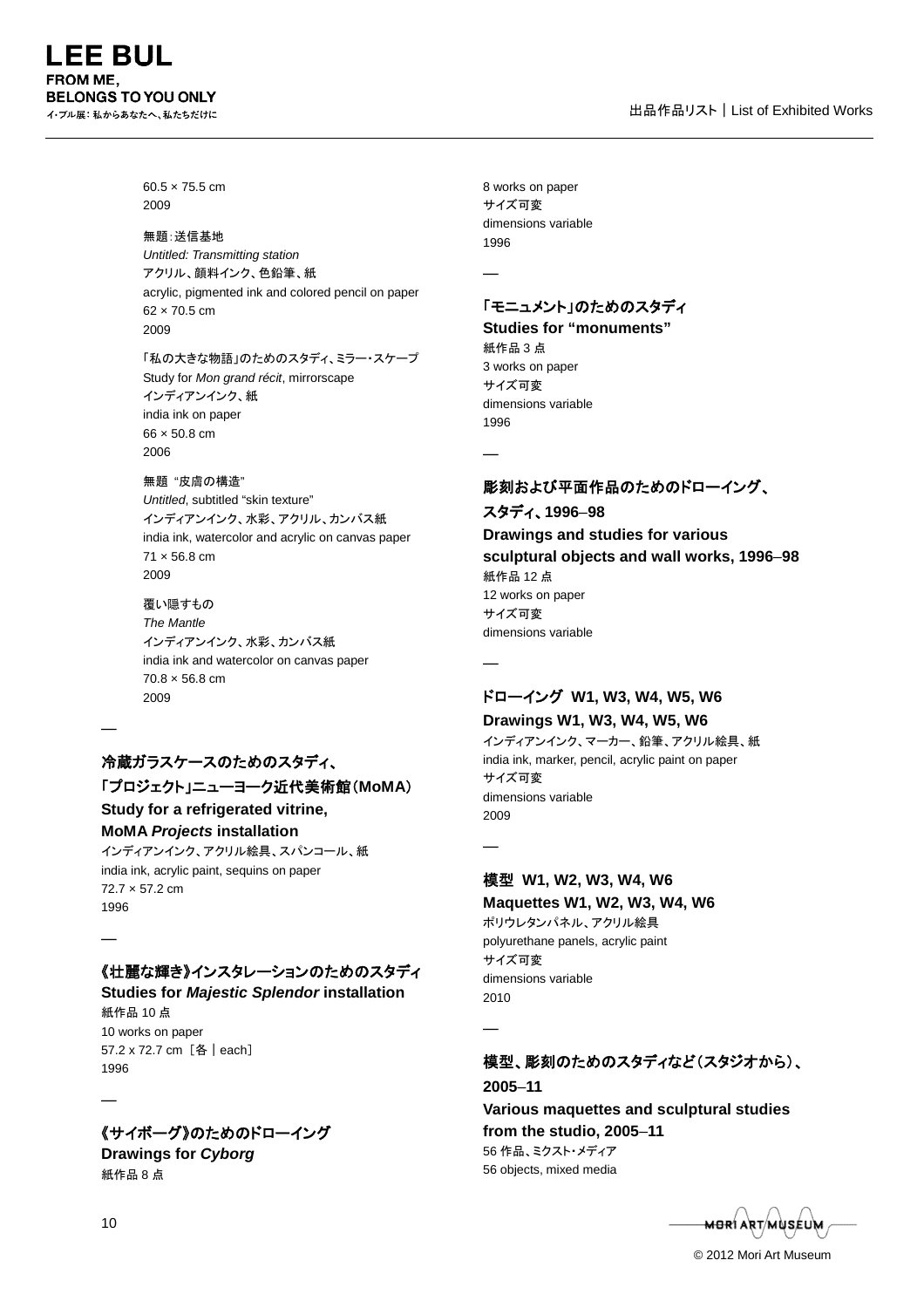60.5 × 75.5 cm
2009

無題：送信基地
*Untitled: Transmitting station*
アクリル、顔料インク、色鉛筆、紙
acrylic, pigmented ink and colored pencil on paper
62 × 70.5 cm
2009

「私の大きな物語」のためのスタディ、ミラー・スケープ
Study for *Mon grand récit*, mirrorscape
インディアンインク、紙
india ink on paper
66 × 50.8 cm
2006

無題 "皮膚の構造"
*Untitled*, subtitled "skin texture"
インディアンインク、水彩、アクリル、カンバス紙
india ink, watercolor and acrylic on canvas paper
71 × 56.8 cm
2009

覆い隠すもの
*The Mantle*
インディアンインク、水彩、カンバス紙
india ink and watercolor on canvas paper
70.8 × 56.8 cm
2009

—

**冷蔵ガラスケースのためのスタディ、**
**「プロジェクト」ニューヨーク近代美術館（MoMA）**
**Study for a refrigerated vitrine,**
**MoMA *Projects* installation**
インディアンインク、アクリル絵具、スパンコール、紙
india ink, acrylic paint, sequins on paper
72.7 × 57.2 cm
1996

—

**《壮麗な輝き》インスタレーションのためのスタディ**
**Studies for *Majestic Splendor* installation**
紙作品 10 点
10 works on paper
57.2 x 72.7 cm［各｜each］
1996

—

**《サイボーグ》のためのドローイング**
**Drawings for *Cyborg***
紙作品 8 点
8 works on paper
サイズ可変
dimensions variable
1996

—

**「モニュメント」のためのスタディ**
**Studies for "monuments"**
紙作品 3 点
3 works on paper
サイズ可変
dimensions variable
1996

—

**彫刻および平面作品のためのドローイング、**
**スタディ、1996–98**
**Drawings and studies for various**
**sculptural objects and wall works, 1996–98**
紙作品 12 点
12 works on paper
サイズ可変
dimensions variable

—

**ドローイング W1, W3, W4, W5, W6**
**Drawings W1, W3, W4, W5, W6**
インディアンインク、マーカー、鉛筆、アクリル絵具、紙
india ink, marker, pencil, acrylic paint on paper
サイズ可変
dimensions variable
2009

—

**模型 W1, W2, W3, W4, W6**
**Maquettes W1, W2, W3, W4, W6**
ポリウレタンパネル、アクリル絵具
polyurethane panels, acrylic paint
サイズ可変
dimensions variable
2010

—

**模型、彫刻のためのスタディなど（スタジオから）、**
**2005–11**
**Various maquettes and sculptural studies**
**from the studio, 2005–11**
56 作品、ミクスト・メディア
56 objects, mixed media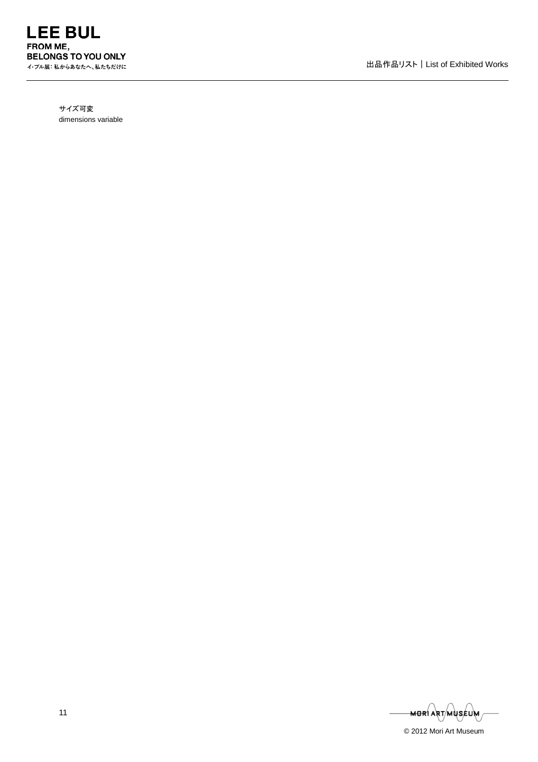サイズ可変
dimensions variable